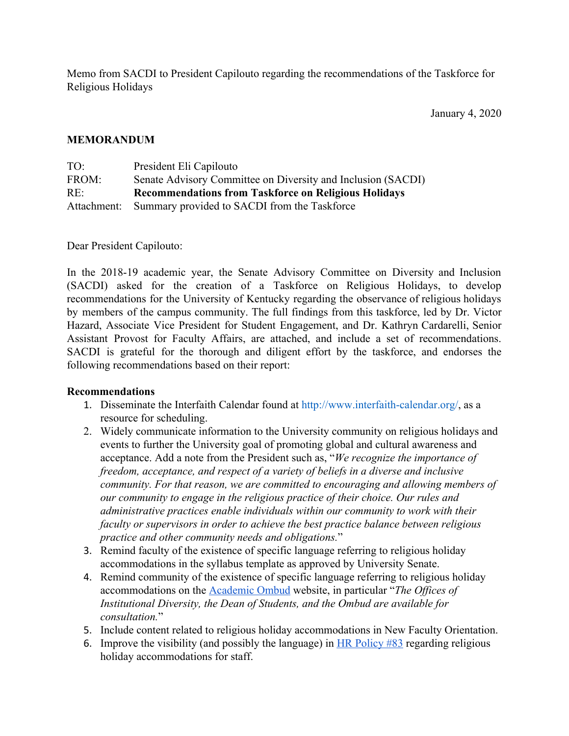Memo from SACDI to President Capilouto regarding the recommendations of the Taskforce for Religious Holidays

January 4, 2020

**MEMORANDUM**

| | |
|---|---|
| TO: | President Eli Capilouto |
| FROM: | Senate Advisory Committee on Diversity and Inclusion (SACDI) |
| RE: | **Recommendations from Taskforce on Religious Holidays** |
| Attachment: | Summary provided to SACDI from the Taskforce |

Dear President Capilouto:

In the 2018-19 academic year, the Senate Advisory Committee on Diversity and Inclusion (SACDI) asked for the creation of a Taskforce on Religious Holidays, to develop recommendations for the University of Kentucky regarding the observance of religious holidays by members of the campus community. The full findings from this taskforce, led by Dr. Victor Hazard, Associate Vice President for Student Engagement, and Dr. Kathryn Cardarelli, Senior Assistant Provost for Faculty Affairs, are attached, and include a set of recommendations. SACDI is grateful for the thorough and diligent effort by the taskforce, and endorses the following recommendations based on their report:

**Recommendations**

1. Disseminate the Interfaith Calendar found at http://www.interfaith-calendar.org/, as a resource for scheduling.
2. Widely communicate information to the University community on religious holidays and events to further the University goal of promoting global and cultural awareness and acceptance. Add a note from the President such as, "*We recognize the importance of freedom, acceptance, and respect of a variety of beliefs in a diverse and inclusive community. For that reason, we are committed to encouraging and allowing members of our community to engage in the religious practice of their choice. Our rules and administrative practices enable individuals within our community to work with their faculty or supervisors in order to achieve the best practice balance between religious practice and other community needs and obligations.*"
3. Remind faculty of the existence of specific language referring to religious holiday accommodations in the syllabus template as approved by University Senate.
4. Remind community of the existence of specific language referring to religious holiday accommodations on the Academic Ombud website, in particular "*The Offices of Institutional Diversity, the Dean of Students, and the Ombud are available for consultation.*"
5. Include content related to religious holiday accommodations in New Faculty Orientation.
6. Improve the visibility (and possibly the language) in HR Policy #83 regarding religious holiday accommodations for staff.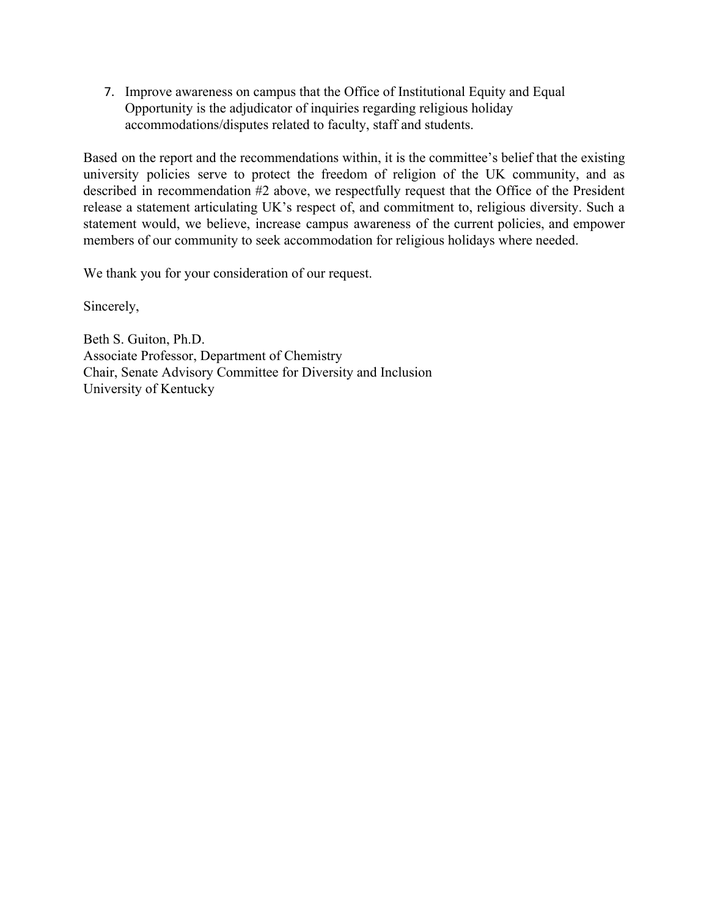7. Improve awareness on campus that the Office of Institutional Equity and Equal Opportunity is the adjudicator of inquiries regarding religious holiday accommodations/disputes related to faculty, staff and students.

Based on the report and the recommendations within, it is the committee's belief that the existing university policies serve to protect the freedom of religion of the UK community, and as described in recommendation #2 above, we respectfully request that the Office of the President release a statement articulating UK's respect of, and commitment to, religious diversity. Such a statement would, we believe, increase campus awareness of the current policies, and empower members of our community to seek accommodation for religious holidays where needed.

We thank you for your consideration of our request.

Sincerely,

Beth S. Guiton, Ph.D.
Associate Professor, Department of Chemistry
Chair, Senate Advisory Committee for Diversity and Inclusion
University of Kentucky